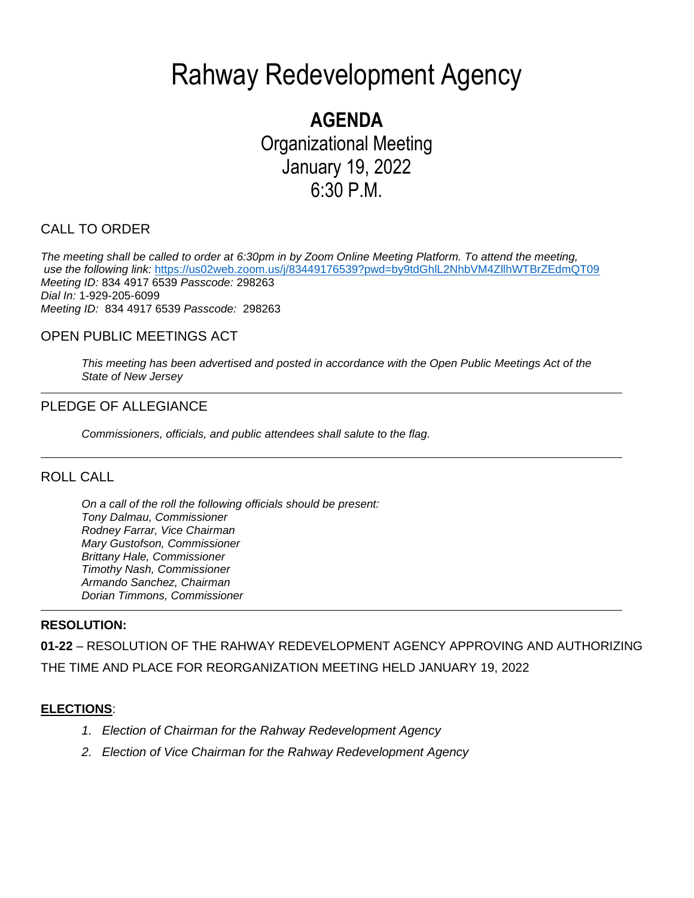# Rahway Redevelopment Agency

## AGENDA

Organizational Meeting
January 19, 2022
6:30 P.M.

### CALL TO ORDER

*The meeting shall be called to order at 6:30pm in by Zoom Online Meeting Platform. To attend the meeting, use the following link:* https://us02web.zoom.us/j/83449176539?pwd=by9tdGhlL2NhbVM4ZllhWTBrZEdmQT09
*Meeting ID:* 834 4917 6539 *Passcode:* 298263
*Dial In:* 1-929-205-6099
*Meeting ID:* 834 4917 6539 *Passcode:* 298263

### OPEN PUBLIC MEETINGS ACT

*This meeting has been advertised and posted in accordance with the Open Public Meetings Act of the State of New Jersey*

---

### PLEDGE OF ALLEGIANCE

*Commissioners, officials, and public attendees shall salute to the flag.*

---

### ROLL CALL

*On a call of the roll the following officials should be present:*
*Tony Dalmau, Commissioner*
*Rodney Farrar, Vice Chairman*
*Mary Gustofson, Commissioner*
*Brittany Hale, Commissioner*
*Timothy Nash, Commissioner*
*Armando Sanchez, Chairman*
*Dorian Timmons, Commissioner*

---

**RESOLUTION:**

**01-22** – RESOLUTION OF THE RAHWAY REDEVELOPMENT AGENCY APPROVING AND AUTHORIZING THE TIME AND PLACE FOR REORGANIZATION MEETING HELD JANUARY 19, 2022

**ELECTIONS**:

1. *Election of Chairman for the Rahway Redevelopment Agency*
2. *Election of Vice Chairman for the Rahway Redevelopment Agency*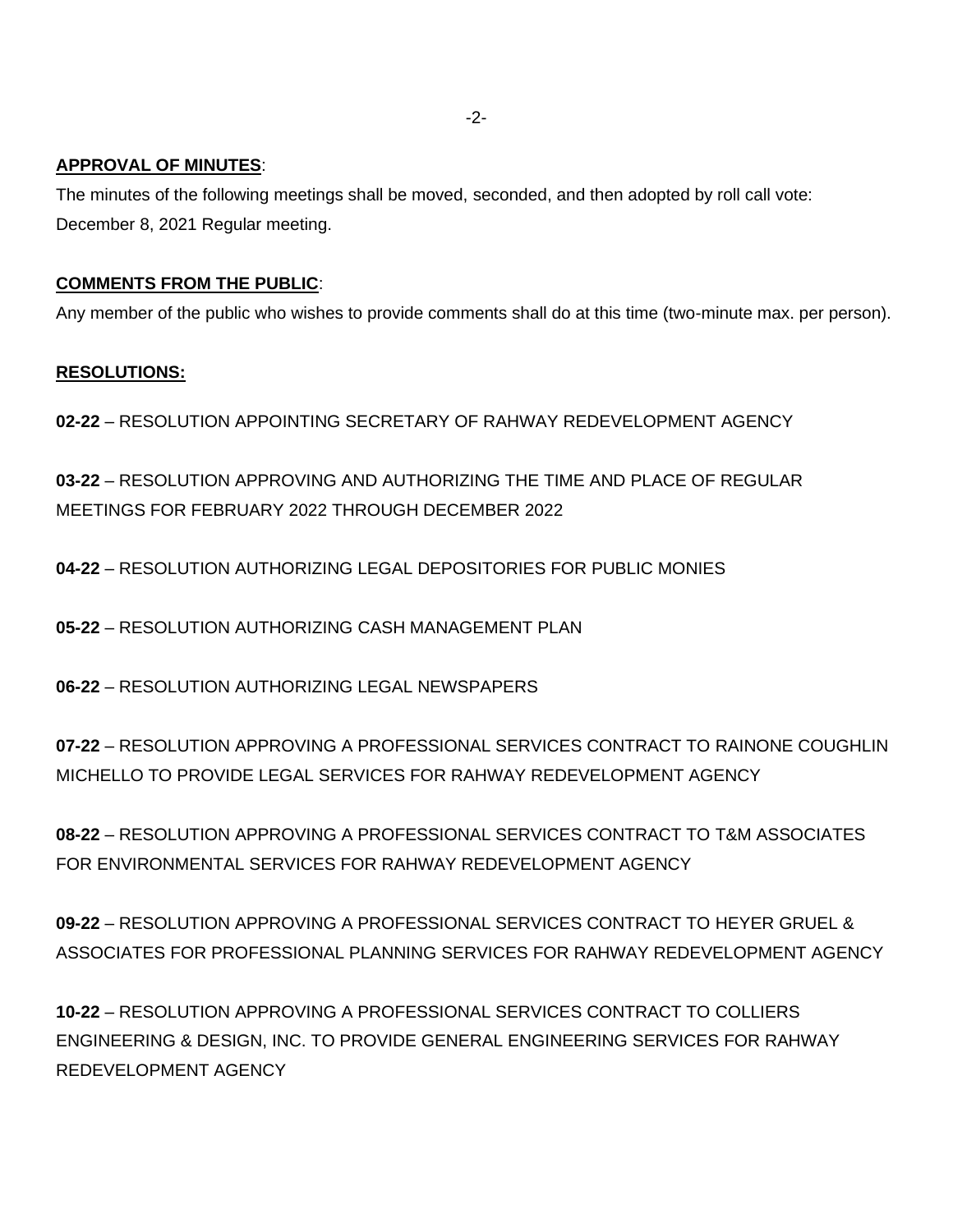**APPROVAL OF MINUTES**:

The minutes of the following meetings shall be moved, seconded, and then adopted by roll call vote: December 8, 2021 Regular meeting.

**COMMENTS FROM THE PUBLIC**:

Any member of the public who wishes to provide comments shall do at this time (two-minute max. per person).

**RESOLUTIONS:**

**02-22** – RESOLUTION APPOINTING SECRETARY OF RAHWAY REDEVELOPMENT AGENCY

**03-22** – RESOLUTION APPROVING AND AUTHORIZING THE TIME AND PLACE OF REGULAR MEETINGS FOR FEBRUARY 2022 THROUGH DECEMBER 2022

**04-22** – RESOLUTION AUTHORIZING LEGAL DEPOSITORIES FOR PUBLIC MONIES

**05-22** – RESOLUTION AUTHORIZING CASH MANAGEMENT PLAN

**06-22** – RESOLUTION AUTHORIZING LEGAL NEWSPAPERS

**07-22** – RESOLUTION APPROVING A PROFESSIONAL SERVICES CONTRACT TO RAINONE COUGHLIN MICHELLO TO PROVIDE LEGAL SERVICES FOR RAHWAY REDEVELOPMENT AGENCY

**08-22** – RESOLUTION APPROVING A PROFESSIONAL SERVICES CONTRACT TO T&M ASSOCIATES FOR ENVIRONMENTAL SERVICES FOR RAHWAY REDEVELOPMENT AGENCY

**09-22** – RESOLUTION APPROVING A PROFESSIONAL SERVICES CONTRACT TO HEYER GRUEL & ASSOCIATES FOR PROFESSIONAL PLANNING SERVICES FOR RAHWAY REDEVELOPMENT AGENCY

**10-22** – RESOLUTION APPROVING A PROFESSIONAL SERVICES CONTRACT TO COLLIERS ENGINEERING & DESIGN, INC. TO PROVIDE GENERAL ENGINEERING SERVICES FOR RAHWAY REDEVELOPMENT AGENCY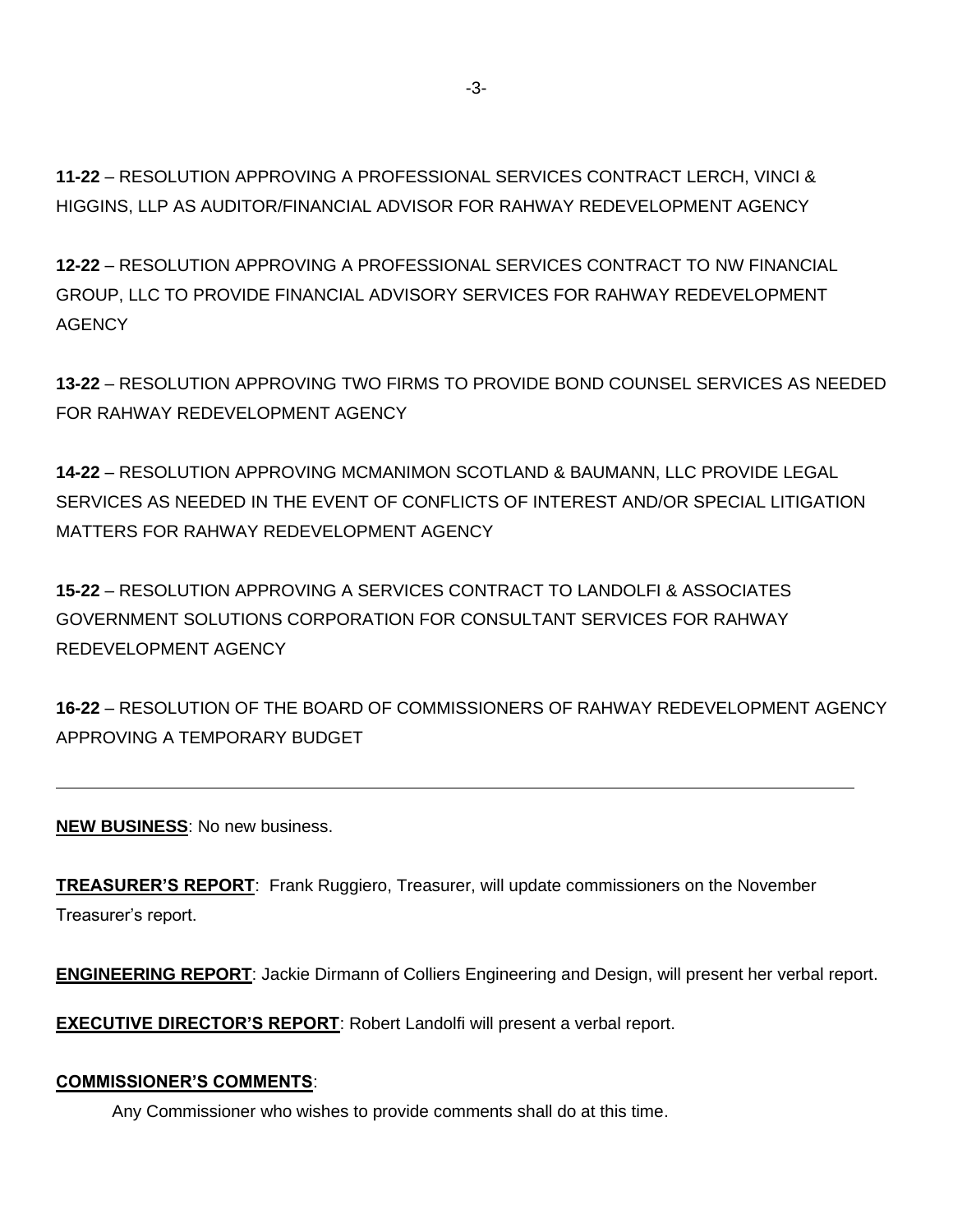**11-22** – RESOLUTION APPROVING A PROFESSIONAL SERVICES CONTRACT LERCH, VINCI & HIGGINS, LLP AS AUDITOR/FINANCIAL ADVISOR FOR RAHWAY REDEVELOPMENT AGENCY

**12-22** – RESOLUTION APPROVING A PROFESSIONAL SERVICES CONTRACT TO NW FINANCIAL GROUP, LLC TO PROVIDE FINANCIAL ADVISORY SERVICES FOR RAHWAY REDEVELOPMENT AGENCY

**13-22** – RESOLUTION APPROVING TWO FIRMS TO PROVIDE BOND COUNSEL SERVICES AS NEEDED FOR RAHWAY REDEVELOPMENT AGENCY

**14-22** – RESOLUTION APPROVING MCMANIMON SCOTLAND & BAUMANN, LLC PROVIDE LEGAL SERVICES AS NEEDED IN THE EVENT OF CONFLICTS OF INTEREST AND/OR SPECIAL LITIGATION MATTERS FOR RAHWAY REDEVELOPMENT AGENCY

**15-22** – RESOLUTION APPROVING A SERVICES CONTRACT TO LANDOLFI & ASSOCIATES GOVERNMENT SOLUTIONS CORPORATION FOR CONSULTANT SERVICES FOR RAHWAY REDEVELOPMENT AGENCY

**16-22** – RESOLUTION OF THE BOARD OF COMMISSIONERS OF RAHWAY REDEVELOPMENT AGENCY APPROVING A TEMPORARY BUDGET

---

**NEW BUSINESS**: No new business.

**TREASURER'S REPORT**: Frank Ruggiero, Treasurer, will update commissioners on the November Treasurer's report.

**ENGINEERING REPORT**: Jackie Dirmann of Colliers Engineering and Design, will present her verbal report.

**EXECUTIVE DIRECTOR'S REPORT**: Robert Landolfi will present a verbal report.

**COMMISSIONER'S COMMENTS**:

Any Commissioner who wishes to provide comments shall do at this time.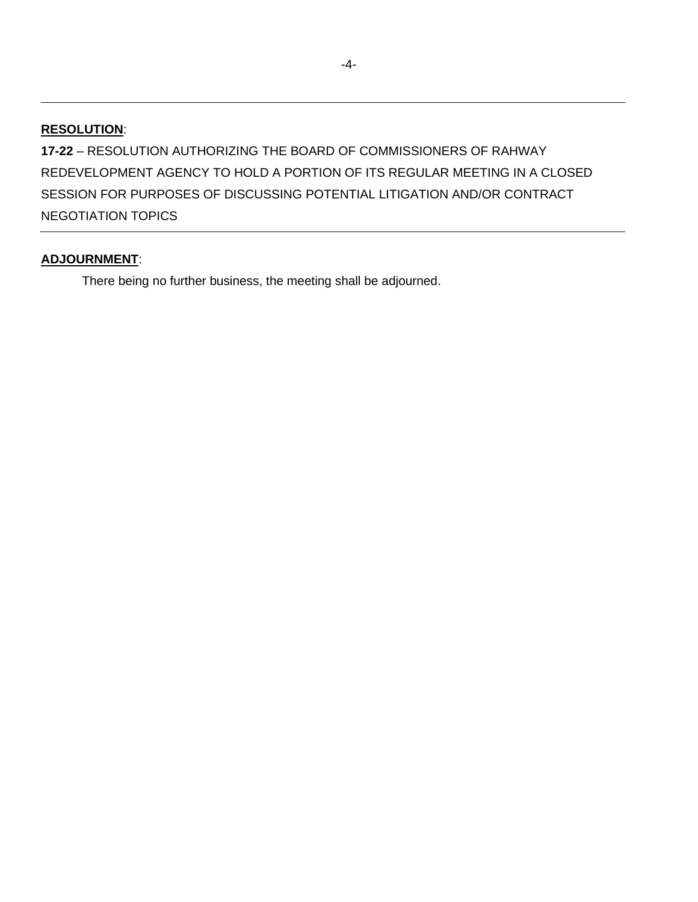---

**<u>RESOLUTION</u>**:

**17-22** – RESOLUTION AUTHORIZING THE BOARD OF COMMISSIONERS OF RAHWAY REDEVELOPMENT AGENCY TO HOLD A PORTION OF ITS REGULAR MEETING IN A CLOSED SESSION FOR PURPOSES OF DISCUSSING POTENTIAL LITIGATION AND/OR CONTRACT NEGOTIATION TOPICS

---

**<u>ADJOURNMENT</u>**:

There being no further business, the meeting shall be adjourned.